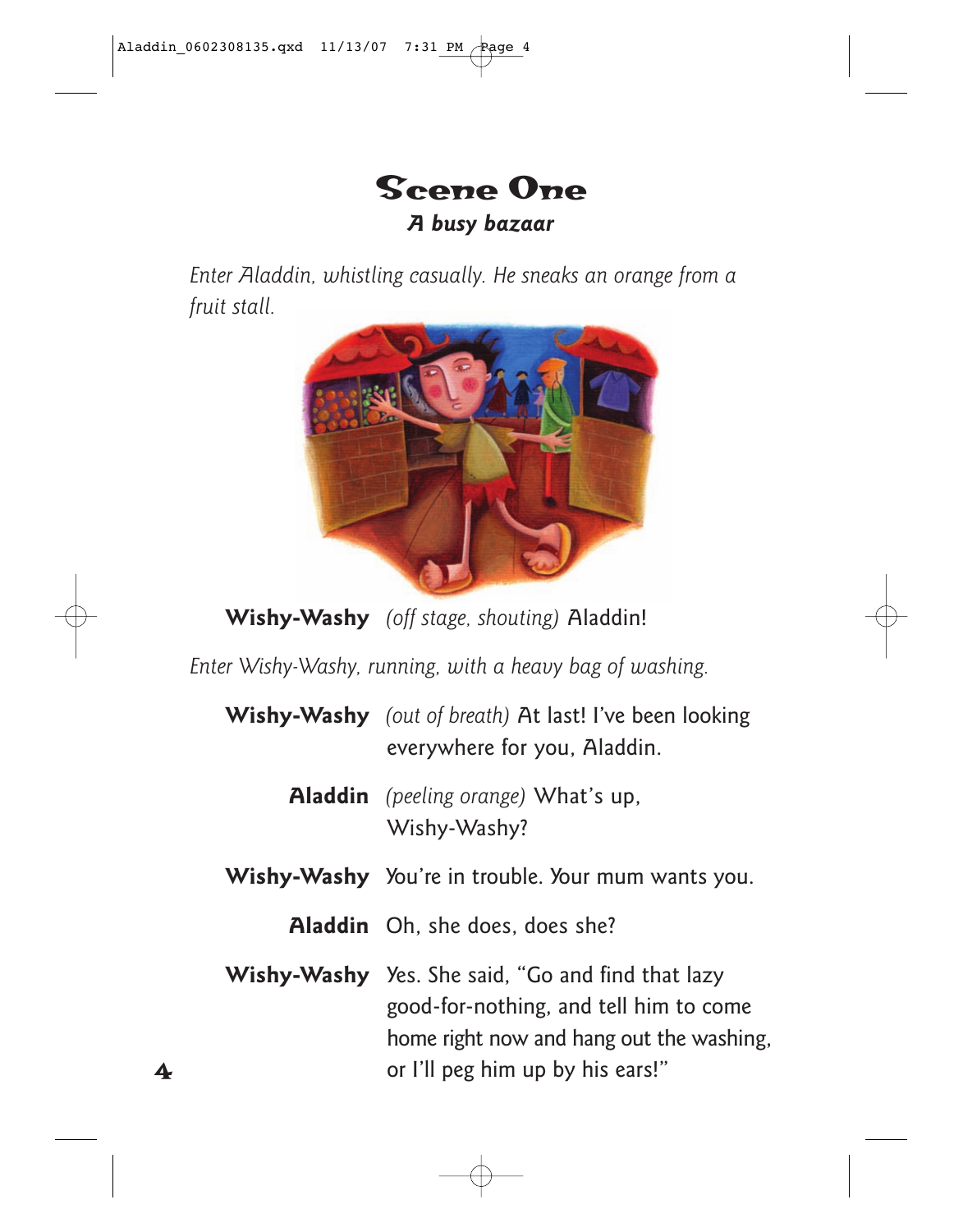# Scene One

***A busy bazaar***

*Enter Aladdin, whistling casually. He sneaks an orange from a fruit stall.*

**Wishy-Washy** *(off stage, shouting)* Aladdin!

*Enter Wishy-Washy, running, with a heavy bag of washing.*

**Wishy-Washy** *(out of breath)* At last! I've been looking everywhere for you, Aladdin.

**Aladdin** *(peeling orange)* What's up, Wishy-Washy?

**Wishy-Washy** You're in trouble. Your mum wants you.

**Aladdin** Oh, she does, does she?

**Wishy-Washy** Yes. She said, "Go and find that lazy good-for-nothing, and tell him to come home right now and hang out the washing, or I'll peg him up by his ears!"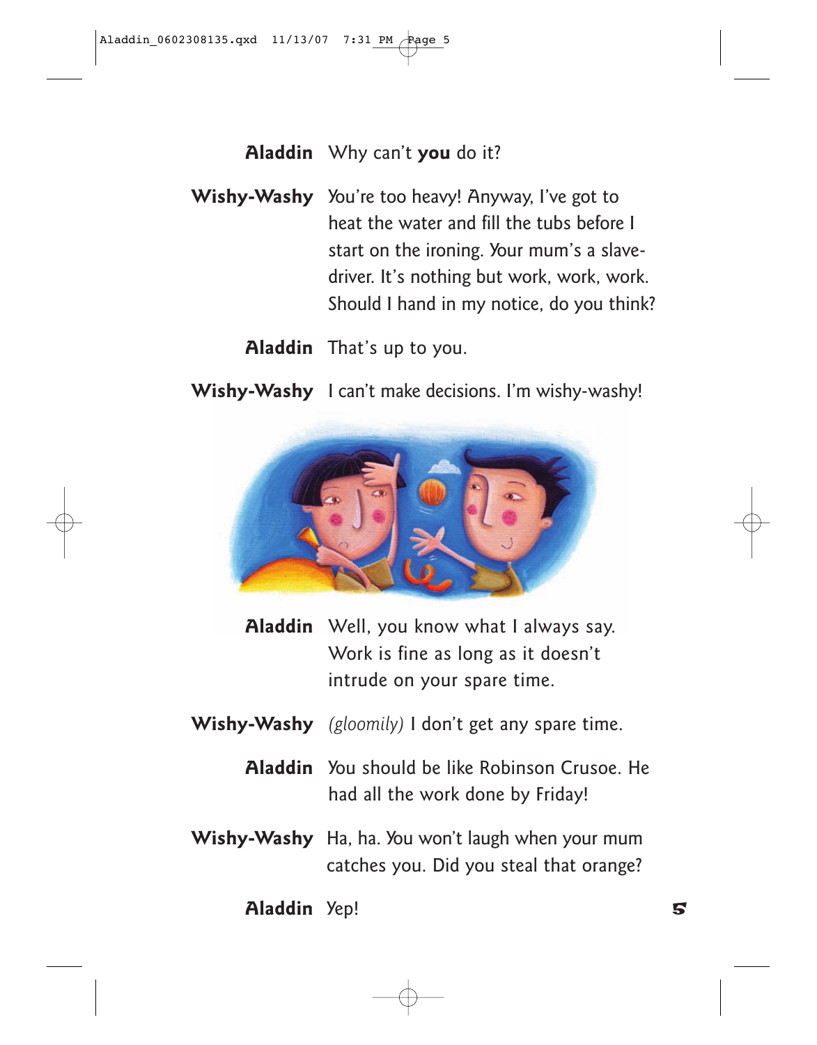**Aladdin** Why can't **you** do it?

**Wishy-Washy** You're too heavy! Anyway, I've got to heat the water and fill the tubs before I start on the ironing. Your mum's a slave-driver. It's nothing but work, work, work. Should I hand in my notice, do you think?

**Aladdin** That's up to you.

**Wishy-Washy** I can't make decisions. I'm wishy-washy!

**Aladdin** Well, you know what I always say. Work is fine as long as it doesn't intrude on your spare time.

**Wishy-Washy** *(gloomily)* I don't get any spare time.

**Aladdin** You should be like Robinson Crusoe. He had all the work done by Friday!

**Wishy-Washy** Ha, ha. You won't laugh when your mum catches you. Did you steal that orange?

**Aladdin** Yep!